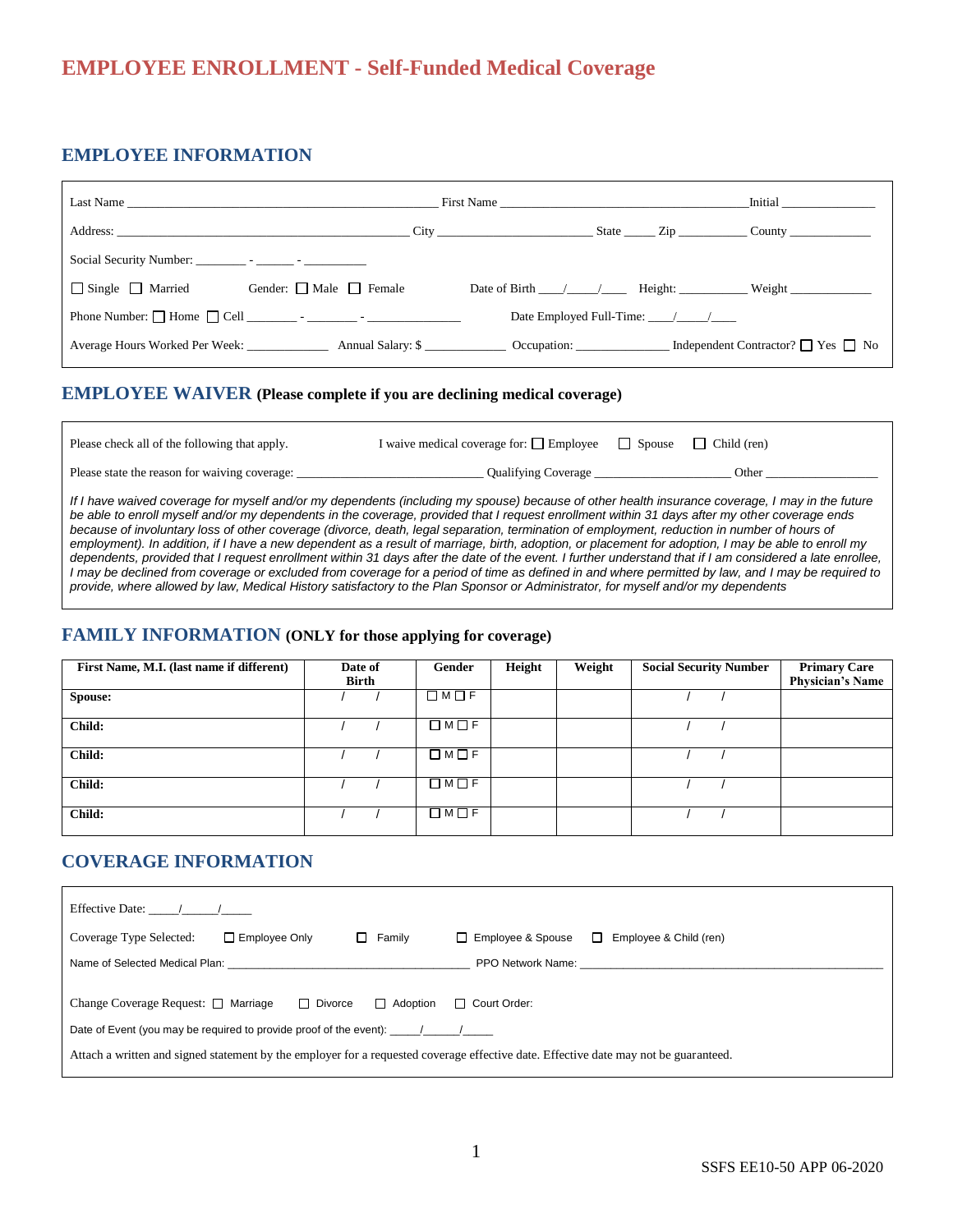# EMPLOYEE ENROLLMENT - Self-Funded Medical Coverage

## EMPLOYEE INFORMATION

Last Name ______________________________ First Name ______________________________ Initial ____________

Address: ______________________________ City ____________________ State _____ Zip __________ County ____________

Social Security Number: ________ - ______ - __________

☐ Single ☐ Married Gender: ☐ Male ☐ Female Date of Birth ____/____/____ Height: __________ Weight ____________

Phone Number: ☐ Home ☐ Cell ________ - ________ - ______________ Date Employed Full-Time: ____/____/____

Average Hours Worked Per Week: ____________ Annual Salary: $ ____________ Occupation: ______________ Independent Contractor? ☐ Yes ☐ No

## EMPLOYEE WAIVER (Please complete if you are declining medical coverage)

Please check all of the following that apply. I waive medical coverage for: ☐ Employee ☐ Spouse ☐ Child (ren)

Please state the reason for waiving coverage: ____________________________ Qualifying Coverage ____________________ Other ________________

*If I have waived coverage for myself and/or my dependents (including my spouse) because of other health insurance coverage, I may in the future be able to enroll myself and/or my dependents in the coverage, provided that I request enrollment within 31 days after my other coverage ends because of involuntary loss of other coverage (divorce, death, legal separation, termination of employment, reduction in number of hours of employment). In addition, if I have a new dependent as a result of marriage, birth, adoption, or placement for adoption, I may be able to enroll my dependents, provided that I request enrollment within 31 days after the date of the event. I further understand that if I am considered a late enrollee, I may be declined from coverage or excluded from coverage for a period of time as defined in and where permitted by law, and I may be required to provide, where allowed by law, Medical History satisfactory to the Plan Sponsor or Administrator, for myself and/or my dependents*

## FAMILY INFORMATION (ONLY for those applying for coverage)

| First Name, M.I. (last name if different) | Date of Birth | Gender | Height | Weight | Social Security Number | Primary Care Physician's Name |
|---|---|---|---|---|---|---|
| **Spouse:** | / / | ☐ M ☐ F | | | / / | |
| **Child:** | / / | ☐ M ☐ F | | | / / | |
| **Child:** | / / | ☐ M ☐ F | | | / / | |
| **Child:** | / / | ☐ M ☐ F | | | / / | |
| **Child:** | / / | ☐ M ☐ F | | | / / | |

## COVERAGE INFORMATION

Effective Date: _____/_____/_____

Coverage Type Selected: ☐ Employee Only ☐ Family ☐ Employee & Spouse ☐ Employee & Child (ren)

Name of Selected Medical Plan: ____________________________________ PPO Network Name: ____________________________________________

Change Coverage Request: ☐ Marriage ☐ Divorce ☐ Adoption ☐ Court Order:

Date of Event (you may be required to provide proof of the event): _____/_____/_____

Attach a written and signed statement by the employer for a requested coverage effective date. Effective date may not be guaranteed.

SSFS EE10-50 APP 06-2020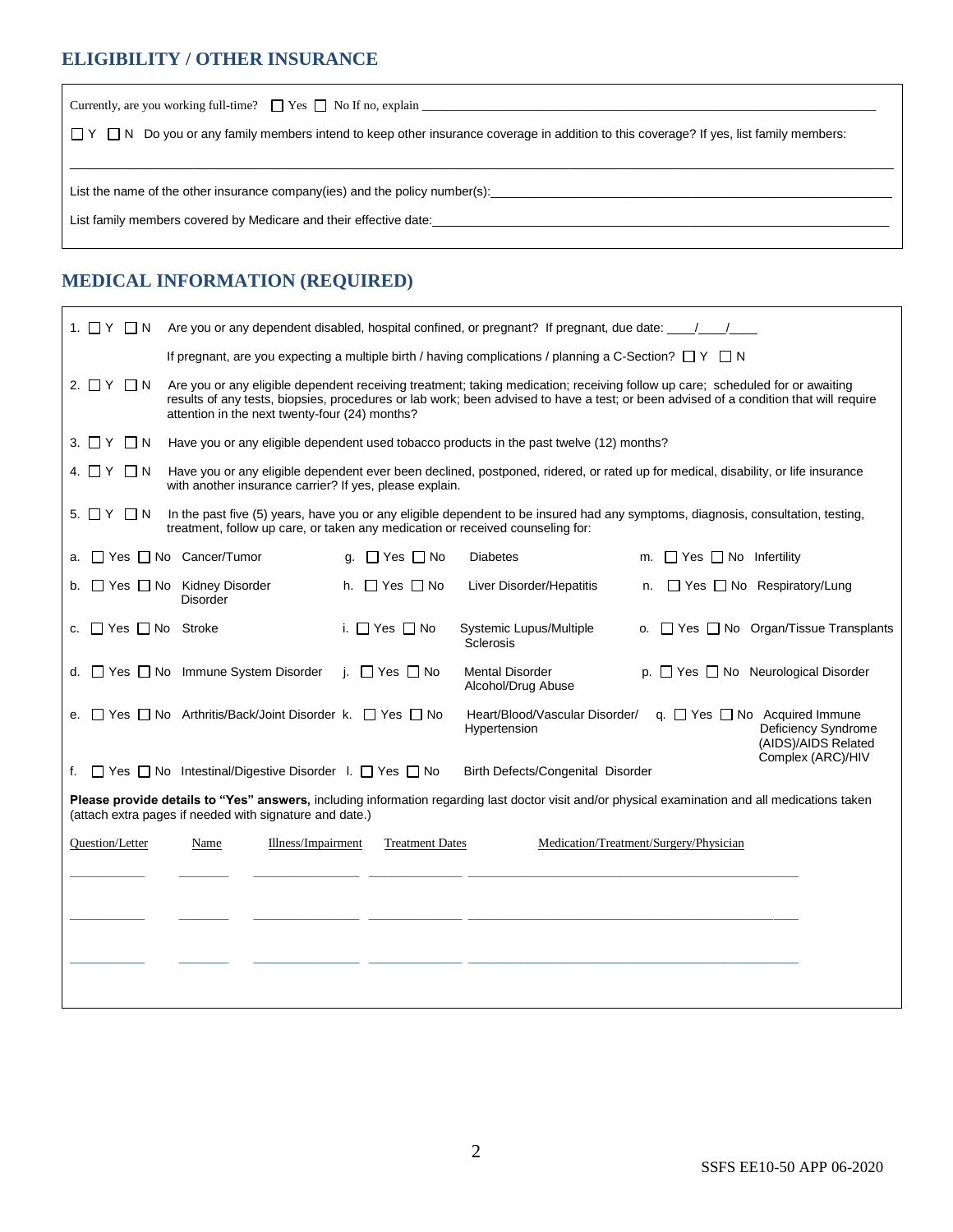## ELIGIBILITY / OTHER INSURANCE

Currently, are you working full-time? ☐ Yes ☐ No If no, explain \_\_\_\_\_\_\_\_\_\_\_\_\_\_\_\_\_\_\_\_\_\_\_\_\_\_\_\_\_\_\_\_\_\_\_\_\_\_\_\_

☐ Y ☐ N Do you or any family members intend to keep other insurance coverage in addition to this coverage? If yes, list family members:

\_\_\_\_\_\_\_\_\_\_\_\_\_\_\_\_\_\_\_\_\_\_\_\_\_\_\_\_\_\_\_\_\_\_\_\_\_\_\_\_\_\_\_\_\_\_\_\_\_\_\_\_\_\_\_\_\_\_\_\_\_\_\_\_\_\_\_\_\_\_\_\_

List the name of the other insurance company(ies) and the policy number(s):\_\_\_\_\_\_\_\_\_\_\_\_\_\_\_\_\_\_\_\_\_\_\_\_\_\_\_\_\_\_\_\_\_\_\_\_

List family members covered by Medicare and their effective date:\_\_\_\_\_\_\_\_\_\_\_\_\_\_\_\_\_\_\_\_\_\_\_\_\_\_\_\_\_\_\_\_\_\_\_\_\_\_\_\_

## MEDICAL INFORMATION (REQUIRED)

1. ☐ Y ☐ N Are you or any dependent disabled, hospital confined, or pregnant? If pregnant, due date: \_\_\_\_/\_\_\_\_/\_\_\_\_

   If pregnant, are you expecting a multiple birth / having complications / planning a C-Section? ☐ Y ☐ N

2. ☐ Y ☐ N Are you or any eligible dependent receiving treatment; taking medication; receiving follow up care; scheduled for or awaiting results of any tests, biopsies, procedures or lab work; been advised to have a test; or been advised of a condition that will require attention in the next twenty-four (24) months?

3. ☐ Y ☐ N Have you or any eligible dependent used tobacco products in the past twelve (12) months?

4. ☐ Y ☐ N Have you or any eligible dependent ever been declined, postponed, ridered, or rated up for medical, disability, or life insurance with another insurance carrier? If yes, please explain.

5. ☐ Y ☐ N In the past five (5) years, have you or any eligible dependent to be insured had any symptoms, diagnosis, consultation, testing, treatment, follow up care, or taken any medication or received counseling for:

| | | |
|---|---|---|
| a. ☐ Yes ☐ No Cancer/Tumor | g. ☐ Yes ☐ No Diabetes | m. ☐ Yes ☐ No Infertility |
| b. ☐ Yes ☐ No Kidney Disorder Disorder | h. ☐ Yes ☐ No Liver Disorder/Hepatitis | n. ☐ Yes ☐ No Respiratory/Lung |
| c. ☐ Yes ☐ No Stroke | i. ☐ Yes ☐ No Systemic Lupus/Multiple Sclerosis | o. ☐ Yes ☐ No Organ/Tissue Transplants |
| d. ☐ Yes ☐ No Immune System Disorder | j. ☐ Yes ☐ No Mental Disorder Alcohol/Drug Abuse | p. ☐ Yes ☐ No Neurological Disorder |
| e. ☐ Yes ☐ No Arthritis/Back/Joint Disorder | k. ☐ Yes ☐ No Heart/Blood/Vascular Disorder/ Hypertension | q. ☐ Yes ☐ No Acquired Immune Deficiency Syndrome (AIDS)/AIDS Related Complex (ARC)/HIV |
| f. ☐ Yes ☐ No Intestinal/Digestive Disorder | l. ☐ Yes ☐ No Birth Defects/Congenital Disorder | |

**Please provide details to "Yes" answers,** including information regarding last doctor visit and/or physical examination and all medications taken (attach extra pages if needed with signature and date.)

| Question/Letter | Name | Illness/Impairment | Treatment Dates | Medication/Treatment/Surgery/Physician |
|---|---|---|---|---|
| | | | | |
| | | | | |
| | | | | |

SSFS EE10-50 APP 06-2020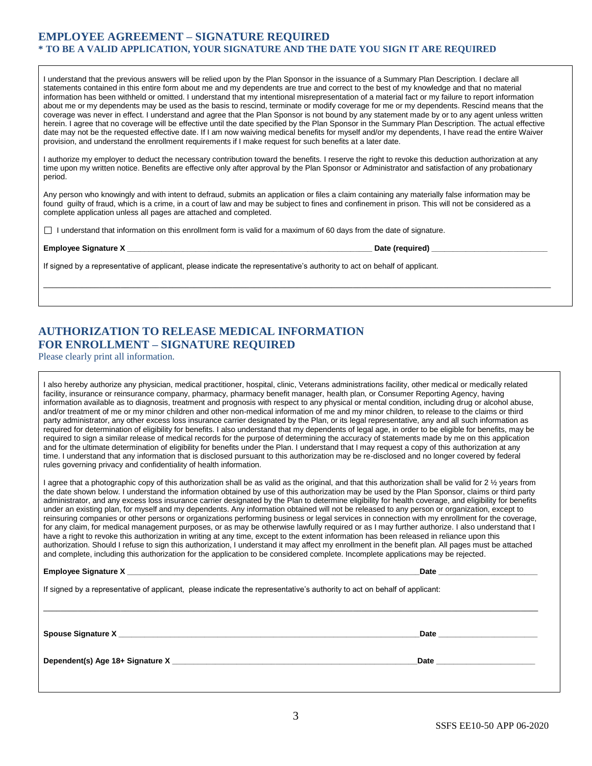## EMPLOYEE AGREEMENT – SIGNATURE REQUIRED

### * TO BE A VALID APPLICATION, YOUR SIGNATURE AND THE DATE YOU SIGN IT ARE REQUIRED

I understand that the previous answers will be relied upon by the Plan Sponsor in the issuance of a Summary Plan Description. I declare all statements contained in this entire form about me and my dependents are true and correct to the best of my knowledge and that no material information has been withheld or omitted. I understand that my intentional misrepresentation of a material fact or my failure to report information about me or my dependents may be used as the basis to rescind, terminate or modify coverage for me or my dependents. Rescind means that the coverage was never in effect. I understand and agree that the Plan Sponsor is not bound by any statement made by or to any agent unless written herein. I agree that no coverage will be effective until the date specified by the Plan Sponsor in the Summary Plan Description. The actual effective date may not be the requested effective date. If I am now waiving medical benefits for myself and/or my dependents, I have read the entire Waiver provision, and understand the enrollment requirements if I make request for such benefits at a later date.

I authorize my employer to deduct the necessary contribution toward the benefits. I reserve the right to revoke this deduction authorization at any time upon my written notice. Benefits are effective only after approval by the Plan Sponsor or Administrator and satisfaction of any probationary period.

Any person who knowingly and with intent to defraud, submits an application or files a claim containing any materially false information may be found guilty of fraud, which is a crime, in a court of law and may be subject to fines and confinement in prison. This will not be considered as a complete application unless all pages are attached and completed.

☐ I understand that information on this enrollment form is valid for a maximum of 60 days from the date of signature.

**Employee Signature X** ______________________________ **Date (required)** ______________

If signed by a representative of applicant, please indicate the representative's authority to act on behalf of applicant.

_______________________________________________________________________________

## AUTHORIZATION TO RELEASE MEDICAL INFORMATION FOR ENROLLMENT – SIGNATURE REQUIRED

Please clearly print all information.

I also hereby authorize any physician, medical practitioner, hospital, clinic, Veterans administrations facility, other medical or medically related facility, insurance or reinsurance company, pharmacy, pharmacy benefit manager, health plan, or Consumer Reporting Agency, having information available as to diagnosis, treatment and prognosis with respect to any physical or mental condition, including drug or alcohol abuse, and/or treatment of me or my minor children and other non-medical information of me and my minor children, to release to the claims or third party administrator, any other excess loss insurance carrier designated by the Plan, or its legal representative, any and all such information as required for determination of eligibility for benefits. I also understand that my dependents of legal age, in order to be eligible for benefits, may be required to sign a similar release of medical records for the purpose of determining the accuracy of statements made by me on this application and for the ultimate determination of eligibility for benefits under the Plan. I understand that I may request a copy of this authorization at any time. I understand that any information that is disclosed pursuant to this authorization may be re-disclosed and no longer covered by federal rules governing privacy and confidentiality of health information.

I agree that a photographic copy of this authorization shall be as valid as the original, and that this authorization shall be valid for 2 ½ years from the date shown below. I understand the information obtained by use of this authorization may be used by the Plan Sponsor, claims or third party administrator, and any excess loss insurance carrier designated by the Plan to determine eligibility for health coverage, and eligibility for benefits under an existing plan, for myself and my dependents. Any information obtained will not be released to any person or organization, except to reinsuring companies or other persons or organizations performing business or legal services in connection with my enrollment for the coverage, for any claim, for medical management purposes, or as may be otherwise lawfully required or as I may further authorize. I also understand that I have a right to revoke this authorization in writing at any time, except to the extent information has been released in reliance upon this authorization. Should I refuse to sign this authorization, I understand it may affect my enrollment in the benefit plan. All pages must be attached and complete, including this authorization for the application to be considered complete. Incomplete applications may be rejected.

**Employee Signature X** ______________________________ **Date** ______________

If signed by a representative of applicant, please indicate the representative's authority to act on behalf of applicant:

_______________________________________________________________________________

**Spouse Signature X** ______________________________ **Date** ______________

**Dependent(s) Age 18+ Signature X** ______________________________ **Date** ______________

SSFS EE10-50 APP 06-2020